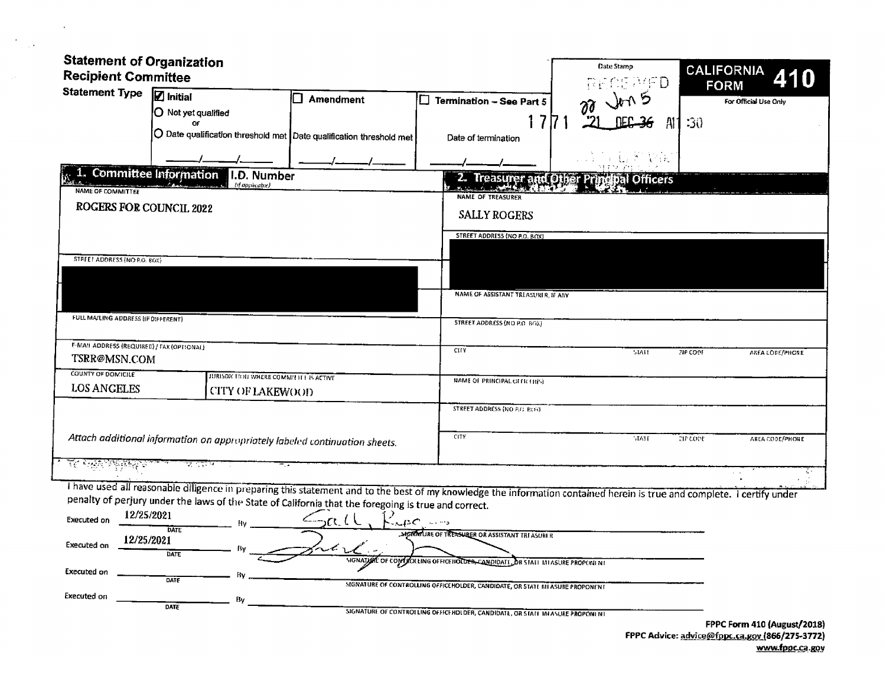# Statement of Organization
## Recipient Committee

**CALIFORNIA FORM 410**

For Official Use Only

Date Stamp

RECEIVED

22 Jan 5

1771 '21 DEC 36 AM 11:30

**Statement Type**

- ☑ Initial
  - ○ Not yet qualified or
  - ○ Date qualification threshold met ___/___/___
- ☐ Amendment
  - Date qualification threshold met ___/___/___
- ☐ Termination – See Part 5
  - Date of termination ___/___/___

## 1. Committee Information

**I.D. Number** (if applicable)

NAME OF COMMITTEE

ROGERS FOR COUNCIL 2022

STREET ADDRESS (NO P.O. BOX)

[REDACTED]

FULL MAILING ADDRESS (IF DIFFERENT)

E-MAIL ADDRESS (REQUIRED) / FAX (OPTIONAL)

TSRR@MSN.COM

| COUNTY OF DOMICILE | JURISDICTION WHERE COMMITTEE IS ACTIVE |
| --- | --- |
| LOS ANGELES | CITY OF LAKEWOOD |

*Attach additional information on appropriately labeled continuation sheets.*

## 2. Treasurer and Other Principal Officers

NAME OF TREASURER

SALLY ROGERS

STREET ADDRESS (NO P.O. BOX)

[REDACTED]

NAME OF ASSISTANT TREASURER, IF ANY

STREET ADDRESS (NO P.O. BOX)

| CITY | STATE | ZIP CODE | AREA CODE/PHONE |
| --- | --- | --- | --- |
| | | | |

NAME OF PRINCIPAL OFFICER(S)

STREET ADDRESS (NO P.O. BOX)

| CITY | STATE | ZIP CODE | AREA CODE/PHONE |
| --- | --- | --- | --- |
| | | | |

I have used all reasonable diligence in preparing this statement and to the best of my knowledge the information contained herein is true and complete. I certify under penalty of perjury under the laws of the State of California that the foregoing is true and correct.

Executed on 12/25/2021 (DATE) By Sally Rogers — SIGNATURE OF TREASURER OR ASSISTANT TREASURER

Executed on 12/25/2021 (DATE) By [signature] — SIGNATURE OF CONTROLLING OFFICEHOLDER, CANDIDATE, OR STATE MEASURE PROPONENT

Executed on ________ (DATE) By ________ — SIGNATURE OF CONTROLLING OFFICEHOLDER, CANDIDATE, OR STATE MEASURE PROPONENT

Executed on ________ (DATE) By ________ — SIGNATURE OF CONTROLLING OFFICEHOLDER, CANDIDATE, OR STATE MEASURE PROPONENT

FPPC Form 410 (August/2018)
FPPC Advice: advice@fppc.ca.gov (866/275-3772)
www.fppc.ca.gov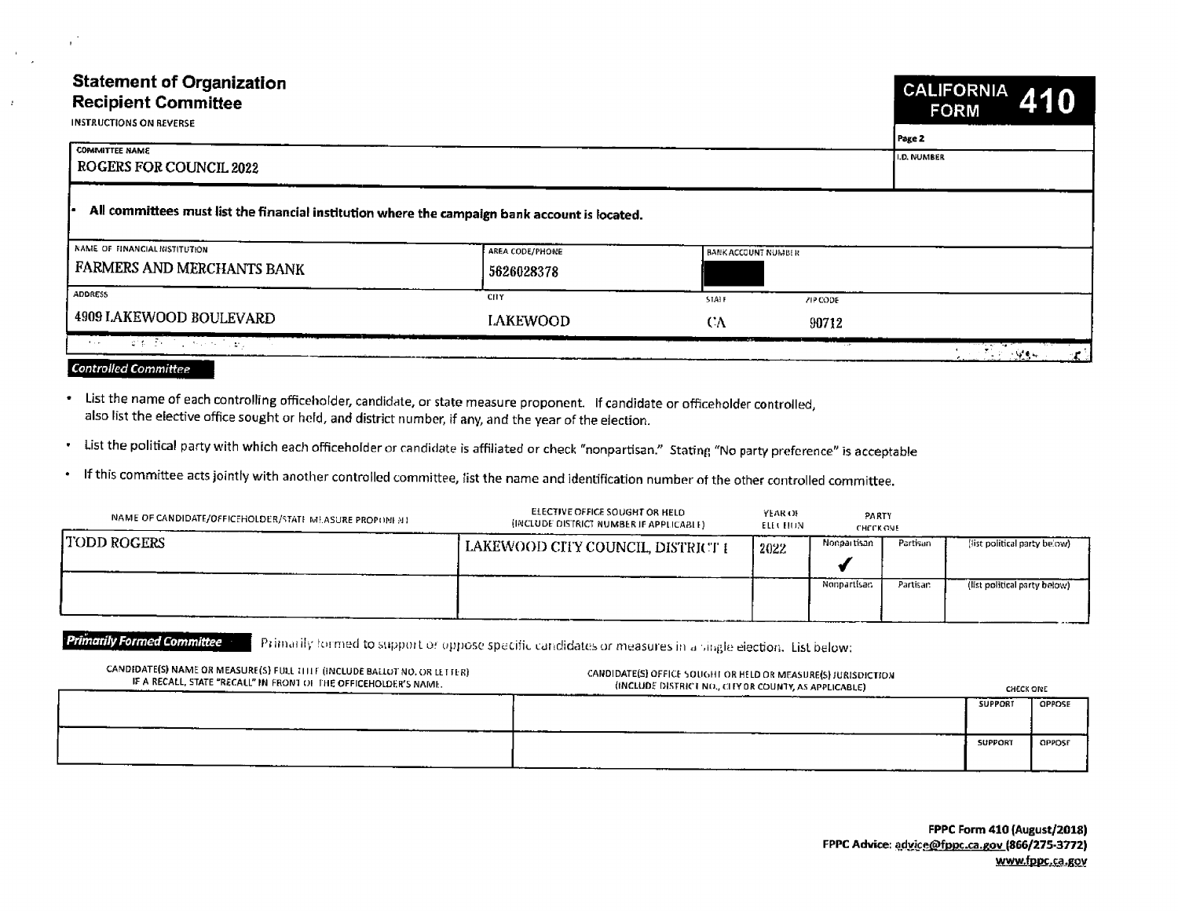# Statement of Organization
## Recipient Committee

INSTRUCTIONS ON REVERSE

**CALIFORNIA FORM 410**

Page 2

| COMMITTEE NAME | I.D. NUMBER |
|---|---|
| ROGERS FOR COUNCIL 2022 | |

- **All committees must list the financial institution where the campaign bank account is located.**

| NAME OF FINANCIAL INSTITUTION | AREA CODE/PHONE | BANK ACCOUNT NUMBER | |
|---|---|---|---|
| FARMERS AND MERCHANTS BANK | 5626028378 | [REDACTED] | |
| **ADDRESS** | **CITY** | **STATE** | **ZIP CODE** |
| 4909 LAKEWOOD BOULEVARD | LAKEWOOD | CA | 90712 |

### Controlled Committee

- List the name of each controlling officeholder, candidate, or state measure proponent. If candidate or officeholder controlled, also list the elective office sought or held, and district number, if any, and the year of the election.
- List the political party with which each officeholder or candidate is affiliated or check "nonpartisan." Stating "No party preference" is acceptable
- If this committee acts jointly with another controlled committee, list the name and identification number of the other controlled committee.

| NAME OF CANDIDATE/OFFICEHOLDER/STATE MEASURE PROPONENT | ELECTIVE OFFICE SOUGHT OR HELD (INCLUDE DISTRICT NUMBER IF APPLICABLE) | YEAR OF ELECTION | PARTY CHECK ONE: Nonpartisan | Partisan | (list political party below) |
|---|---|---|---|---|---|
| TODD ROGERS | LAKEWOOD CITY COUNCIL, DISTRICT 1 | 2022 | ✓ | | |
| | | | | | |

### Primarily Formed Committee

Primarily formed to support or oppose specific candidates or measures in a single election. List below:

| CANDIDATE(S) NAME OR MEASURE(S) FULL TITLE (INCLUDE BALLOT NO. OR LETTER) IF A RECALL, STATE "RECALL" IN FRONT OF THE OFFICEHOLDER'S NAME. | CANDIDATE(S) OFFICE SOUGHT OR HELD OR MEASURE(S) JURISDICTION (INCLUDE DISTRICT NO., CITY OR COUNTY, AS APPLICABLE) | CHECK ONE: SUPPORT | OPPOSE |
|---|---|---|---|
| | | | |
| | | | |

FPPC Form 410 (August/2018)
FPPC Advice: advice@fppc.ca.gov (866/275-3772)
www.fppc.ca.gov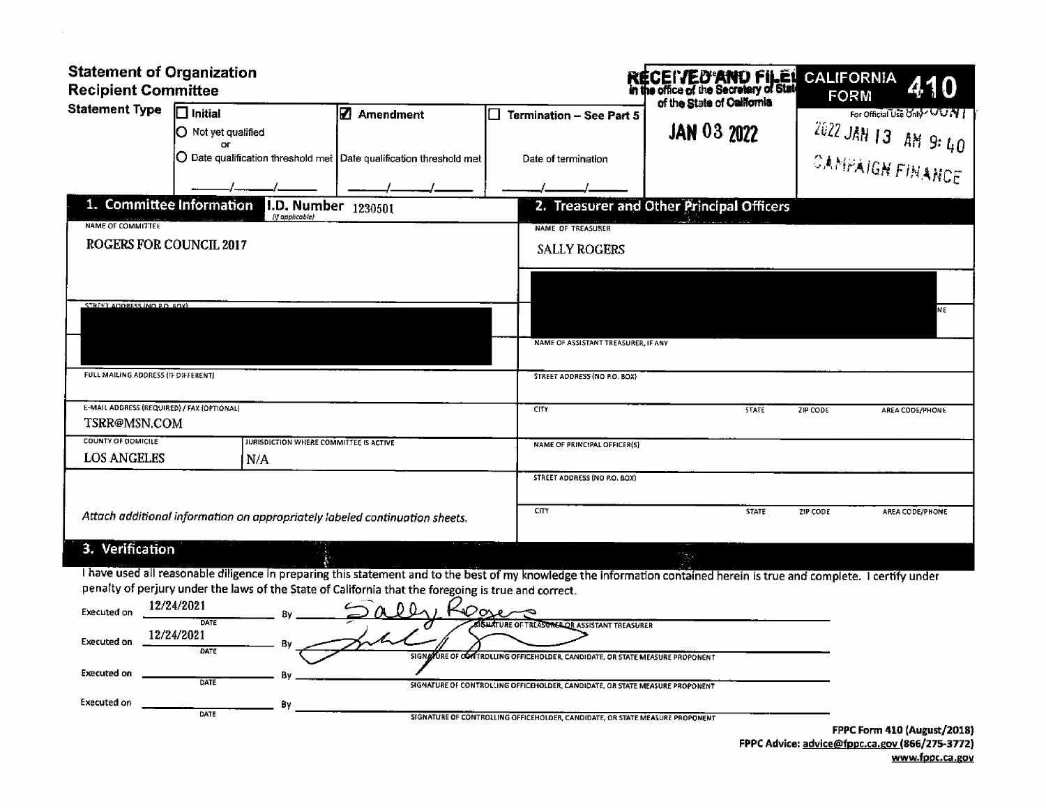# Statement of Organization
## Recipient Committee

**RECEIVED AND FILED** in the office of the Secretary of State of the State of California

**JAN 03 2022**

**CALIFORNIA FORM 410**

For Official Use Only

2022 JAN 13 AM 9:40

CAMPAIGN FINANCE

**Statement Type**

| ☐ Initial | ☑ Amendment | ☐ Termination – See Part 5 |
|---|---|---|
| ○ Not yet qualified or ○ Date qualification threshold met | Date qualification threshold met | Date of termination |
| \_\_\_/\_\_\_/\_\_\_ | \_\_\_/\_\_\_/\_\_\_ | \_\_\_/\_\_\_/\_\_\_ |

## 1. Committee Information

**I.D. Number** (if applicable) 1230501

NAME OF COMMITTEE

ROGERS FOR COUNCIL 2017

STREET ADDRESS (NO P.O. BOX)

[REDACTED]

FULL MAILING ADDRESS (IF DIFFERENT)

E-MAIL ADDRESS (REQUIRED) / FAX (OPTIONAL)

TSRR@MSN.COM

| COUNTY OF DOMICILE | JURISDICTION WHERE COMMITTEE IS ACTIVE |
|---|---|
| LOS ANGELES | N/A |

*Attach additional information on appropriately labeled continuation sheets.*

## 2. Treasurer and Other Principal Officers

NAME OF TREASURER

SALLY ROGERS

[REDACTED]

NAME OF ASSISTANT TREASURER, IF ANY

STREET ADDRESS (NO P.O. BOX)

| CITY | STATE | ZIP CODE | AREA CODE/PHONE |
|---|---|---|---|
| | | | |

NAME OF PRINCIPAL OFFICER(S)

STREET ADDRESS (NO P.O. BOX)

| CITY | STATE | ZIP CODE | AREA CODE/PHONE |
|---|---|---|---|
| | | | |

## 3. Verification

I have used all reasonable diligence in preparing this statement and to the best of my knowledge the information contained herein is true and complete. I certify under penalty of perjury under the laws of the State of California that the foregoing is true and correct.

Executed on 12/24/2021 By Sally Rogers
DATE — SIGNATURE OF TREASURER OR ASSISTANT TREASURER

Executed on 12/24/2021 By [signature]
DATE — SIGNATURE OF CONTROLLING OFFICEHOLDER, CANDIDATE, OR STATE MEASURE PROPONENT

Executed on \_\_\_\_\_\_\_\_ By \_\_\_\_\_\_\_\_
DATE — SIGNATURE OF CONTROLLING OFFICEHOLDER, CANDIDATE, OR STATE MEASURE PROPONENT

Executed on \_\_\_\_\_\_\_\_ By \_\_\_\_\_\_\_\_
DATE — SIGNATURE OF CONTROLLING OFFICEHOLDER, CANDIDATE, OR STATE MEASURE PROPONENT

**FPPC Form 410 (August/2018)**
**FPPC Advice: advice@fppc.ca.gov (866/275-3772)**
**www.fppc.ca.gov**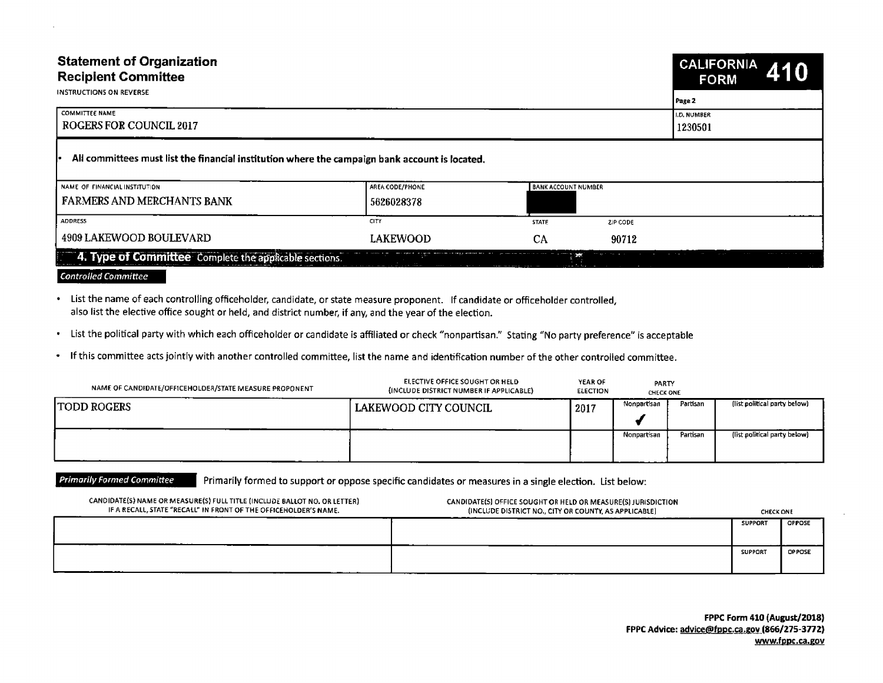# Statement of Organization Recipient Committee

INSTRUCTIONS ON REVERSE

**CALIFORNIA FORM 410**

Page 2

| COMMITTEE NAME | I.D. NUMBER |
|---|---|
| ROGERS FOR COUNCIL 2017 | 1230501 |

- **All committees must list the financial institution where the campaign bank account is located.**

| NAME OF FINANCIAL INSTITUTION | AREA CODE/PHONE | BANK ACCOUNT NUMBER | |
|---|---|---|---|
| FARMERS AND MERCHANTS BANK | 5626028378 | | |
| **ADDRESS** | **CITY** | **STATE** | **ZIP CODE** |
| 4909 LAKEWOOD BOULEVARD | LAKEWOOD | CA | 90712 |

## 4. Type of Committee
Complete the applicable sections.

*Controlled Committee*

- List the name of each controlling officeholder, candidate, or state measure proponent. If candidate or officeholder controlled, also list the elective office sought or held, and district number, if any, and the year of the election.
- List the political party with which each officeholder or candidate is affiliated or check "nonpartisan." Stating "No party preference" is acceptable
- If this committee acts jointly with another controlled committee, list the name and identification number of the other controlled committee.

| NAME OF CANDIDATE/OFFICEHOLDER/STATE MEASURE PROPONENT | ELECTIVE OFFICE SOUGHT OR HELD (INCLUDE DISTRICT NUMBER IF APPLICABLE) | YEAR OF ELECTION | PARTY CHECK ONE: Nonpartisan | Partisan | (list political party below) |
|---|---|---|---|---|---|
| TODD ROGERS | LAKEWOOD CITY COUNCIL | 2017 | ✓ | | |
| | | | | | |

*Primarily Formed Committee*
Primarily formed to support or oppose specific candidates or measures in a single election. List below:

| CANDIDATE(S) NAME OR MEASURE(S) FULL TITLE (INCLUDE BALLOT NO. OR LETTER) IF A RECALL, STATE "RECALL" IN FRONT OF THE OFFICEHOLDER'S NAME. | CANDIDATE(S) OFFICE SOUGHT OR HELD OR MEASURE(S) JURISDICTION (INCLUDE DISTRICT NO., CITY OR COUNTY, AS APPLICABLE) | CHECK ONE: SUPPORT | OPPOSE |
|---|---|---|---|
| | | | |
| | | | |

FPPC Form 410 (August/2018)
FPPC Advice: advice@fppc.ca.gov (866/275-3772)
www.fppc.ca.gov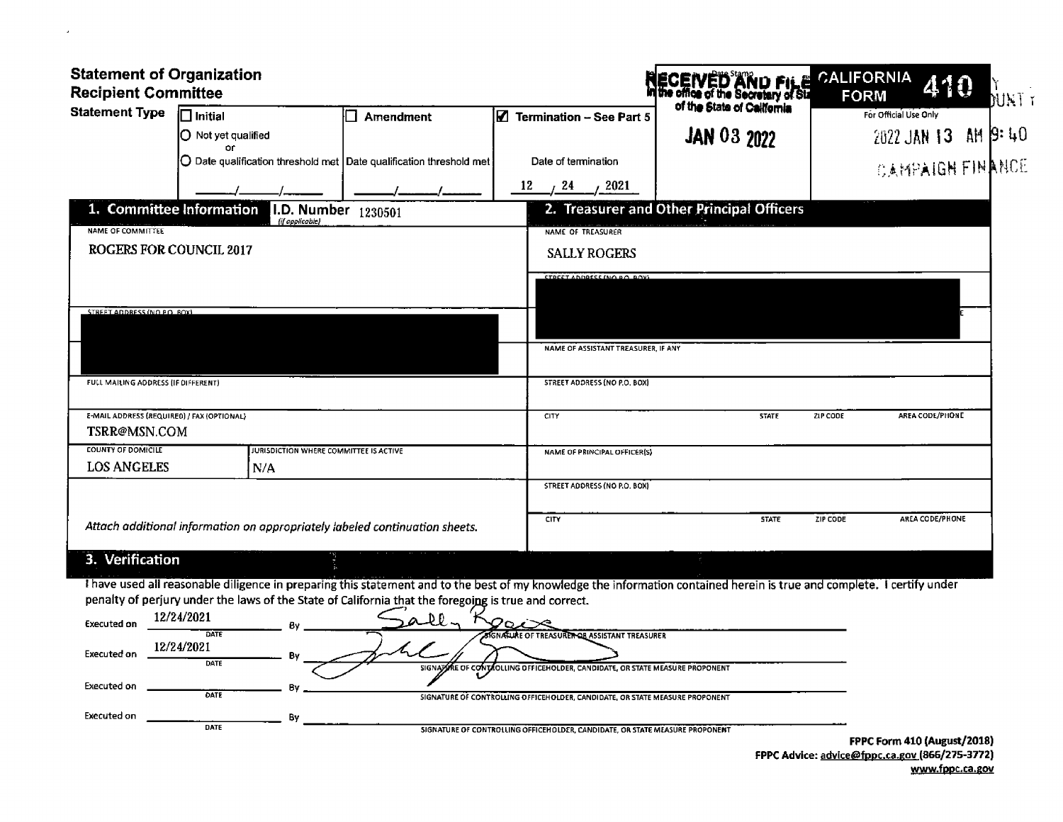# Statement of Organization
## Recipient Committee

**CALIFORNIA FORM 410**

RECEIVED AND FILED in the office of the Secretary of State of the State of California

JAN 03 2022

For Official Use Only

2022 JAN 13 AM 9:40

CAMPAIGN FINANCE

**Statement Type**

| Initial | Amendment | Termination – See Part 5 |
|---|---|---|
| ☐ Initial | ☐ Amendment | ☑ Termination – See Part 5 |
| ○ Not yet qualified or ○ Date qualification threshold met | Date qualification threshold met | Date of termination |
| \_\_/\_\_/\_\_ | \_\_/\_\_/\_\_ | 12 / 24 / 2021 |

## 1. Committee Information

**I.D. Number** (if applicable) 1230501

NAME OF COMMITTEE

ROGERS FOR COUNCIL 2017

STREET ADDRESS (NO P.O. BOX)

[REDACTED]

FULL MAILING ADDRESS (IF DIFFERENT)

E-MAIL ADDRESS (REQUIRED) / FAX (OPTIONAL)

TSRR@MSN.COM

| COUNTY OF DOMICILE | JURISDICTION WHERE COMMITTEE IS ACTIVE |
|---|---|
| LOS ANGELES | N/A |

*Attach additional information on appropriately labeled continuation sheets.*

## 2. Treasurer and Other Principal Officers

NAME OF TREASURER

SALLY ROGERS

STREET ADDRESS (NO P.O. BOX)

[REDACTED]

NAME OF ASSISTANT TREASURER, IF ANY

STREET ADDRESS (NO P.O. BOX)

| CITY | STATE | ZIP CODE | AREA CODE/PHONE |
|---|---|---|---|
| | | | |

NAME OF PRINCIPAL OFFICER(S)

STREET ADDRESS (NO P.O. BOX)

| CITY | STATE | ZIP CODE | AREA CODE/PHONE |
|---|---|---|---|
| | | | |

## 3. Verification

I have used all reasonable diligence in preparing this statement and to the best of my knowledge the information contained herein is true and complete. I certify under penalty of perjury under the laws of the State of California that the foregoing is true and correct.

| Executed on | Date | By | Signature |
|---|---|---|---|
| Executed on | 12/24/2021 | By | [Signature] — SIGNATURE OF TREASURER OR ASSISTANT TREASURER |
| Executed on | 12/24/2021 | By | [Signature] — SIGNATURE OF CONTROLLING OFFICEHOLDER, CANDIDATE, OR STATE MEASURE PROPONENT |
| Executed on | | By | SIGNATURE OF CONTROLLING OFFICEHOLDER, CANDIDATE, OR STATE MEASURE PROPONENT |
| Executed on | | By | SIGNATURE OF CONTROLLING OFFICEHOLDER, CANDIDATE, OR STATE MEASURE PROPONENT |

**FPPC Form 410 (August/2018)**
**FPPC Advice: advice@fppc.ca.gov (866/275-3772)**
**www.fppc.ca.gov**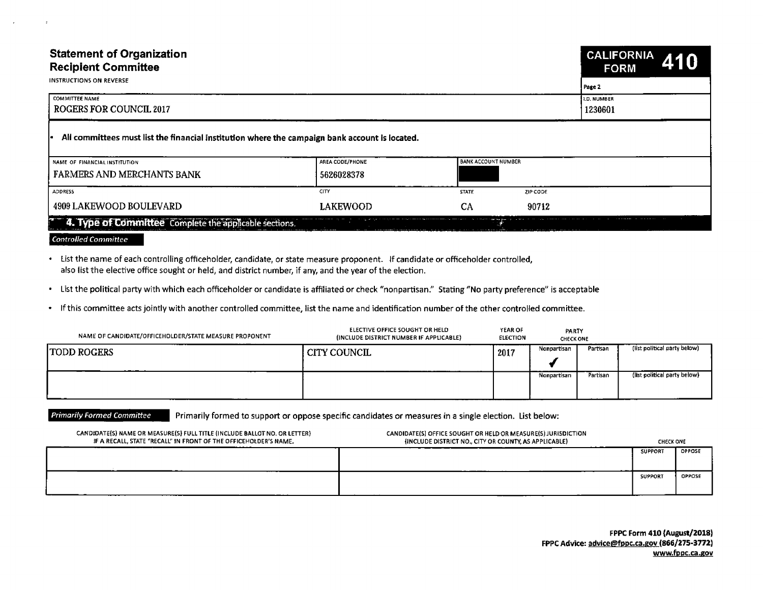# Statement of Organization
# Recipient Committee

INSTRUCTIONS ON REVERSE

**CALIFORNIA FORM 410**

Page 2

| COMMITTEE NAME | I.D. NUMBER |
|---|---|
| ROGERS FOR COUNCIL 2017 | 1230601 |

- **All committees must list the financial institution where the campaign bank account is located.**

| NAME OF FINANCIAL INSTITUTION | AREA CODE/PHONE | BANK ACCOUNT NUMBER | |
|---|---|---|---|
| FARMERS AND MERCHANTS BANK | 5626028378 | | |
| **ADDRESS** | **CITY** | **STATE** | **ZIP CODE** |
| 4909 LAKEWOOD BOULEVARD | LAKEWOOD | CA | 90712 |

## 4. Type of Committee Complete the applicable sections.

*Controlled Committee*

- List the name of each controlling officeholder, candidate, or state measure proponent. If candidate or officeholder controlled, also list the elective office sought or held, and district number, if any, and the year of the election.
- List the political party with which each officeholder or candidate is affiliated or check "nonpartisan." Stating "No party preference" is acceptable
- If this committee acts jointly with another controlled committee, list the name and identification number of the other controlled committee.

| NAME OF CANDIDATE/OFFICEHOLDER/STATE MEASURE PROPONENT | ELECTIVE OFFICE SOUGHT OR HELD (INCLUDE DISTRICT NUMBER IF APPLICABLE) | YEAR OF ELECTION | PARTY CHECK ONE: Nonpartisan | Partisan | (list political party below) |
|---|---|---|---|---|---|
| TODD ROGERS | CITY COUNCIL | 2017 | ✓ | | |
| | | | | | |

*Primarily Formed Committee* Primarily formed to support or oppose specific candidates or measures in a single election. List below:

| CANDIDATE(S) NAME OR MEASURE(S) FULL TITLE (INCLUDE BALLOT NO. OR LETTER) IF A RECALL, STATE "RECALL" IN FRONT OF THE OFFICEHOLDER'S NAME. | CANDIDATE(S) OFFICE SOUGHT OR HELD OR MEASURE(S) JURISDICTION (INCLUDE DISTRICT NO., CITY OR COUNTY, AS APPLICABLE) | SUPPORT | OPPOSE |
|---|---|---|---|
| | | | |
| | | | |

**FPPC Form 410 (August/2018)**
**FPPC Advice: advice@fppc.ca.gov (866/275-3772)**
**www.fppc.ca.gov**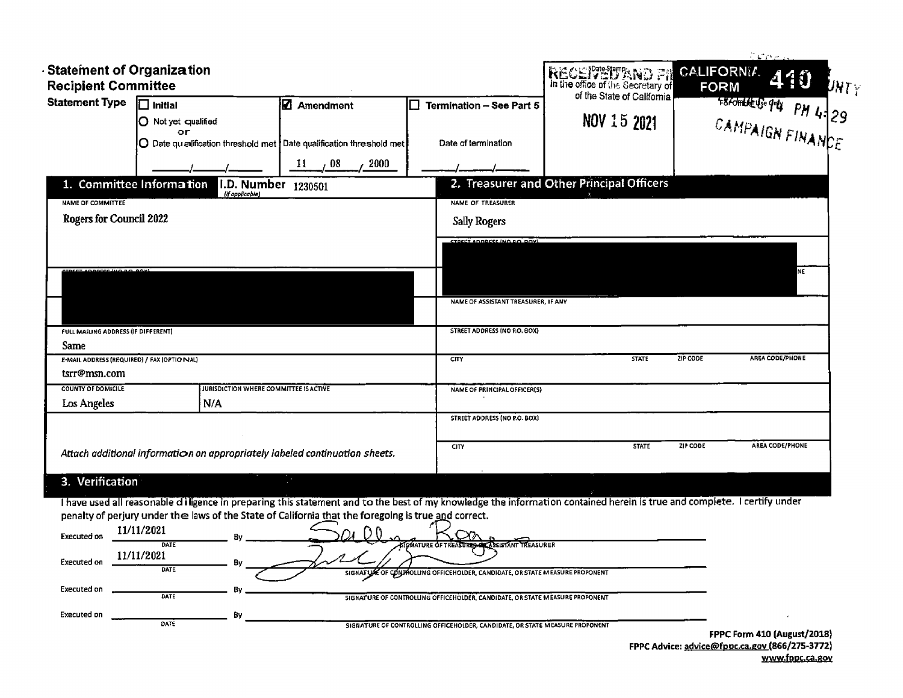# Statement of Organization
## Recipient Committee

RECEIVED AND FILED in the office of the Secretary of the State of California — Date Stamp

NOV 15 2021

CALIFORNIA FORM 410

For Official Use Only

PM 4:29

CAMPAIGN FINANCE

**Statement Type**

| ☐ Initial | ☑ Amendment | ☐ Termination – See Part 5 |
|---|---|---|
| ○ Not yet qualified or ○ Date qualification threshold met | Date qualification threshold met | Date of termination |
| ___/___/___ | 11 / 08 / 2000 | ___/___/___ |

## 1. Committee Information

I.D. Number (if applicable): 1230501

| Field | Value |
|---|---|
| NAME OF COMMITTEE | Rogers for Council 2022 |
| STREET ADDRESS (NO P.O. BOX) | [redacted] |
| FULL MAILING ADDRESS (IF DIFFERENT) | Same |
| E-MAIL ADDRESS (REQUIRED) / FAX (OPTIONAL) | tsrr@msn.com |
| COUNTY OF DOMICILE | Los Angeles |
| JURISDICTION WHERE COMMITTEE IS ACTIVE | N/A |

*Attach additional information on appropriately labeled continuation sheets.*

## 2. Treasurer and Other Principal Officers

| Field | Value |
|---|---|
| NAME OF TREASURER | Sally Rogers |
| STREET ADDRESS (NO P.O. BOX) | [redacted] |
| NAME OF ASSISTANT TREASURER, IF ANY | |
| STREET ADDRESS (NO P.O. BOX) | |
| CITY / STATE / ZIP CODE / AREA CODE/PHONE | |
| NAME OF PRINCIPAL OFFICER(S) | |
| STREET ADDRESS (NO P.O. BOX) | |
| CITY / STATE / ZIP CODE / AREA CODE/PHONE | |

## 3. Verification

I have used all reasonable diligence in preparing this statement and to the best of my knowledge the information contained herein is true and complete. I certify under penalty of perjury under the laws of the State of California that the foregoing is true and correct.

| Executed on (DATE) | By | |
|---|---|---|
| 11/11/2021 | [signature] | SIGNATURE OF TREASURER OR ASSISTANT TREASURER |
| 11/11/2021 | [signature] | SIGNATURE OF CONTROLLING OFFICEHOLDER, CANDIDATE, OR STATE MEASURE PROPONENT |
| | | SIGNATURE OF CONTROLLING OFFICEHOLDER, CANDIDATE, OR STATE MEASURE PROPONENT |
| | | SIGNATURE OF CONTROLLING OFFICEHOLDER, CANDIDATE, OR STATE MEASURE PROPONENT |

FPPC Form 410 (August/2018)
FPPC Advice: advice@fppc.ca.gov (866/275-3772)
www.fppc.ca.gov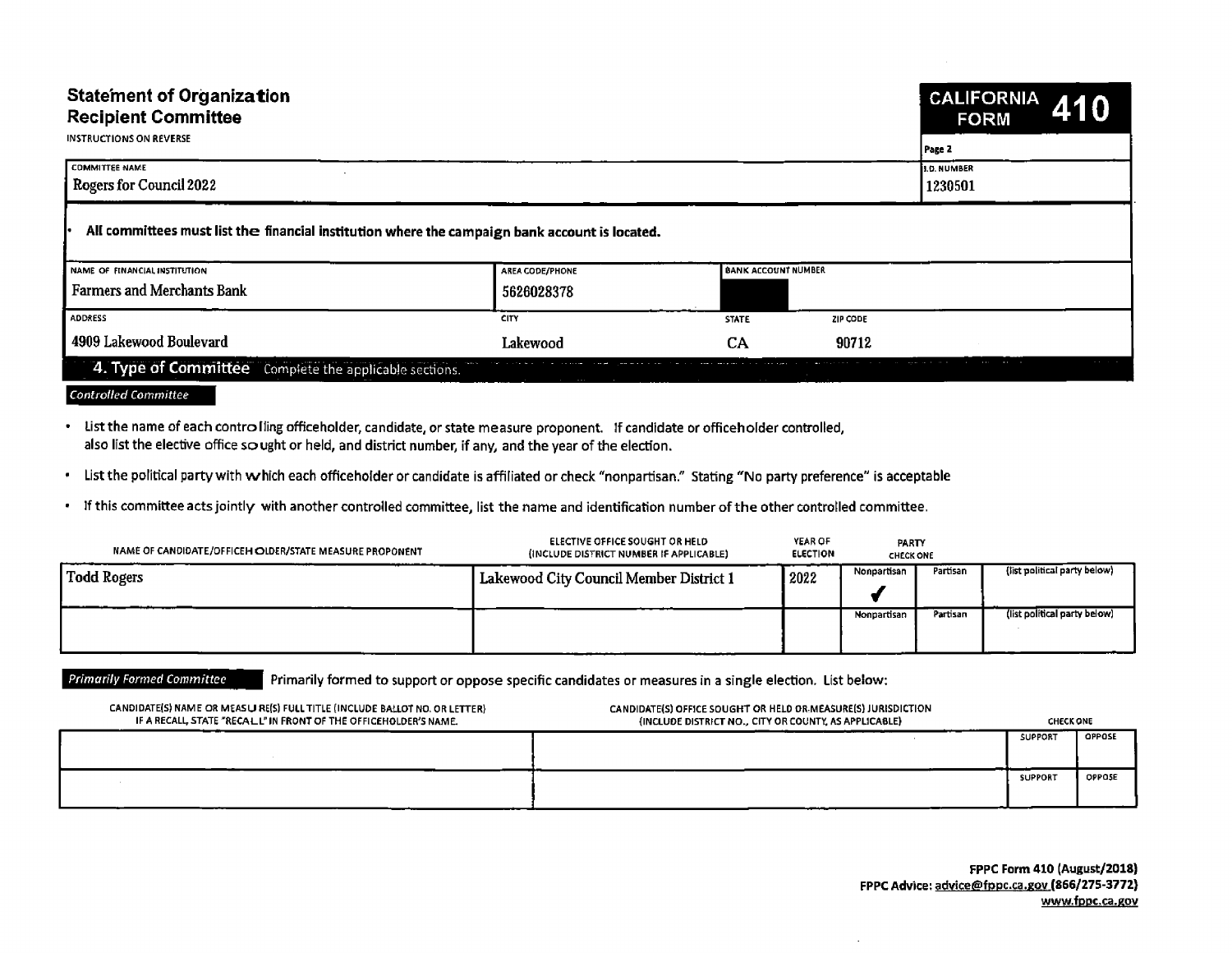# Statement of Organization Recipient Committee

INSTRUCTIONS ON REVERSE

**CALIFORNIA FORM 410**

Page 2

| COMMITTEE NAME | I.D. NUMBER |
|---|---|
| Rogers for Council 2022 | 1230501 |

- **All committees must list the financial institution where the campaign bank account is located.**

| NAME OF FINANCIAL INSTITUTION | AREA CODE/PHONE | BANK ACCOUNT NUMBER | |
|---|---|---|---|
| Farmers and Merchants Bank | 5626028378 | | |
| **ADDRESS** | **CITY** | **STATE** | **ZIP CODE** |
| 4909 Lakewood Boulevard | Lakewood | CA | 90712 |

## 4. Type of Committee
Complete the applicable sections.

*Controlled Committee*

- List the name of each controlling officeholder, candidate, or state measure proponent. If candidate or officeholder controlled, also list the elective office sought or held, and district number, if any, and the year of the election.
- List the political party with which each officeholder or candidate is affiliated or check "nonpartisan." Stating "No party preference" is acceptable
- If this committee acts jointly with another controlled committee, list the name and identification number of the other controlled committee.

| NAME OF CANDIDATE/OFFICEHOLDER/STATE MEASURE PROPONENT | ELECTIVE OFFICE SOUGHT OR HELD (INCLUDE DISTRICT NUMBER IF APPLICABLE) | YEAR OF ELECTION | PARTY CHECK ONE: Nonpartisan | Partisan | (list political party below) |
|---|---|---|---|---|---|
| Todd Rogers | Lakewood City Council Member District 1 | 2022 | ✓ | | |
| | | | | | |

*Primarily Formed Committee* Primarily formed to support or oppose specific candidates or measures in a single election. List below:

| CANDIDATE(S) NAME OR MEASURE(S) FULL TITLE (INCLUDE BALLOT NO. OR LETTER) IF A RECALL, STATE "RECALL" IN FRONT OF THE OFFICEHOLDER'S NAME. | CANDIDATE(S) OFFICE SOUGHT OR HELD OR MEASURE(S) JURISDICTION (INCLUDE DISTRICT NO., CITY OR COUNTY, AS APPLICABLE) | CHECK ONE: SUPPORT | OPPOSE |
|---|---|---|---|
| | | | |
| | | | |

**FPPC Form 410 (August/2018)**
**FPPC Advice: advice@fppc.ca.gov (866/275-3772)**
**www.fppc.ca.gov**